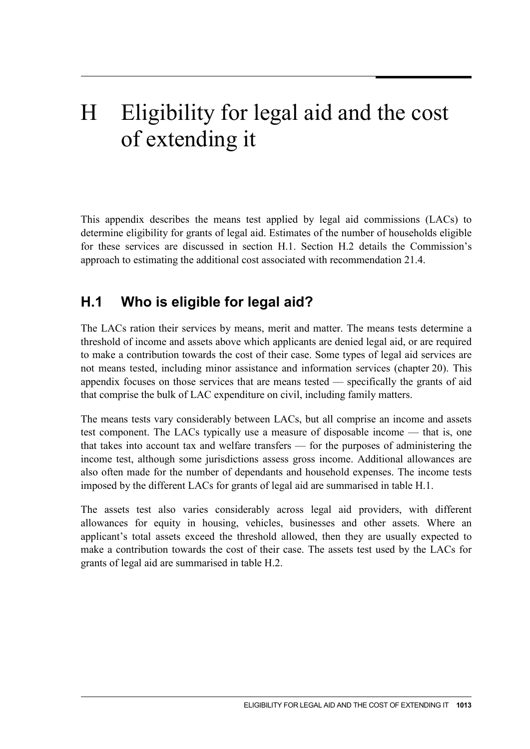# H Eligibility for legal aid and the cost of extending it

This appendix describes the means test applied by legal aid commissions (LACs) to determine eligibility for grants of legal aid. Estimates of the number of households eligible for these services are discussed in section H.1. Section H.2 details the Commission's approach to estimating the additional cost associated with recommendation 21.4.

## H.1 Who is eligible for legal aid?

The LACs ration their services by means, merit and matter. The means tests determine a threshold of income and assets above which applicants are denied legal aid, or are required to make a contribution towards the cost of their case. Some types of legal aid services are not means tested, including minor assistance and information services (chapter 20). This appendix focuses on those services that are means tested — specifically the grants of aid that comprise the bulk of LAC expenditure on civil, including family matters.

The means tests vary considerably between LACs, but all comprise an income and assets test component. The LACs typically use a measure of disposable income — that is, one that takes into account tax and welfare transfers — for the purposes of administering the income test, although some jurisdictions assess gross income. Additional allowances are also often made for the number of dependants and household expenses. The income tests imposed by the different LACs for grants of legal aid are summarised in table H.1.

The assets test also varies considerably across legal aid providers, with different allowances for equity in housing, vehicles, businesses and other assets. Where an applicant's total assets exceed the threshold allowed, then they are usually expected to make a contribution towards the cost of their case. The assets test used by the LACs for grants of legal aid are summarised in table H.2.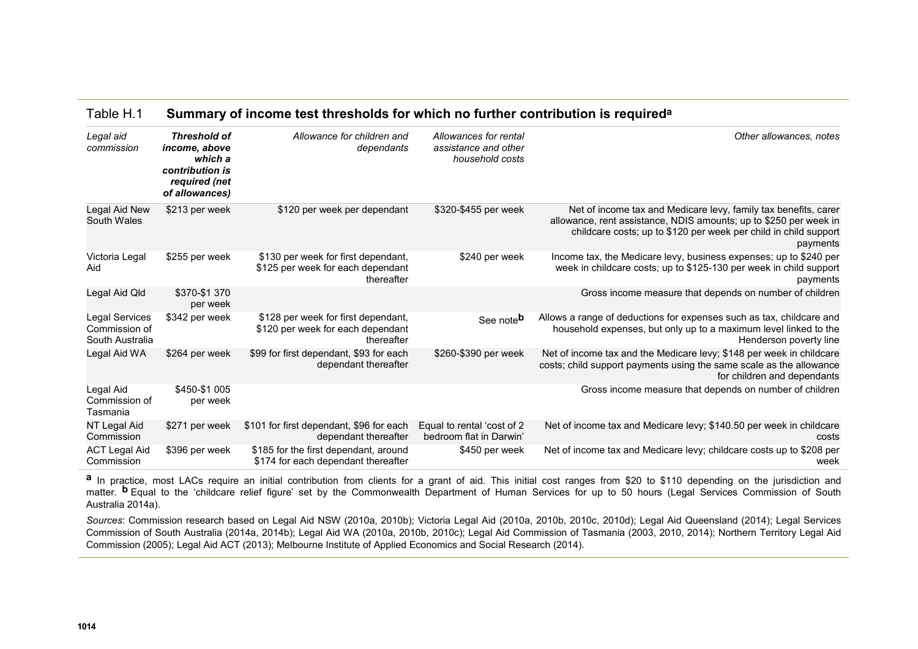Table H.1 **Summary of income test thresholds for which no further contribution is required**[a]

| *Legal aid commission* | ***Threshold of income, above which a contribution is required (net of allowances)*** | *Allowance for children and dependants* | *Allowances for rental assistance and other household costs* | *Other allowances, notes* |
|---|---|---|---|---|
| Legal Aid New South Wales | $213 per week | $120 per week per dependant | $320-$455 per week | Net of income tax and Medicare levy, family tax benefits, carer allowance, rent assistance, NDIS amounts; up to $250 per week in childcare costs; up to $120 per week per child in child support payments |
| Victoria Legal Aid | $255 per week | $130 per week for first dependant, $125 per week for each dependant thereafter | $240 per week | Income tax, the Medicare levy, business expenses; up to $240 per week in childcare costs; up to $125-130 per week in child support payments |
| Legal Aid Qld | $370-$1 370 per week | | | Gross income measure that depends on number of children |
| Legal Services Commission of South Australia | $342 per week | $128 per week for first dependant, $120 per week for each dependant thereafter | See note[b] | Allows a range of deductions for expenses such as tax, childcare and household expenses, but only up to a maximum level linked to the Henderson poverty line |
| Legal Aid WA | $264 per week | $99 for first dependant, $93 for each dependant thereafter | $260-$390 per week | Net of income tax and the Medicare levy; $148 per week in childcare costs; child support payments using the same scale as the allowance for children and dependants |
| Legal Aid Commission of Tasmania | $450-$1 005 per week | | | Gross income measure that depends on number of children |
| NT Legal Aid Commission | $271 per week | $101 for first dependant, $96 for each dependant thereafter | Equal to rental 'cost of 2 bedroom flat in Darwin' | Net of income tax and Medicare levy; $140.50 per week in childcare costs |
| ACT Legal Aid Commission | $396 per week | $185 for the first dependant, around $174 for each dependant thereafter | $450 per week | Net of income tax and Medicare levy; childcare costs up to $208 per week |

**a** In practice, most LACs require an initial contribution from clients for a grant of aid. This initial cost ranges from $20 to $110 depending on the jurisdiction and matter. **b** Equal to the 'childcare relief figure' set by the Commonwealth Department of Human Services for up to 50 hours (Legal Services Commission of South Australia 2014a).

*Sources*: Commission research based on Legal Aid NSW (2010a, 2010b); Victoria Legal Aid (2010a, 2010b, 2010c, 2010d); Legal Aid Queensland (2014); Legal Services Commission of South Australia (2014a, 2014b); Legal Aid WA (2010a, 2010b, 2010c); Legal Aid Commission of Tasmania (2003, 2010, 2014); Northern Territory Legal Aid Commission (2005); Legal Aid ACT (2013); Melbourne Institute of Applied Economics and Social Research (2014).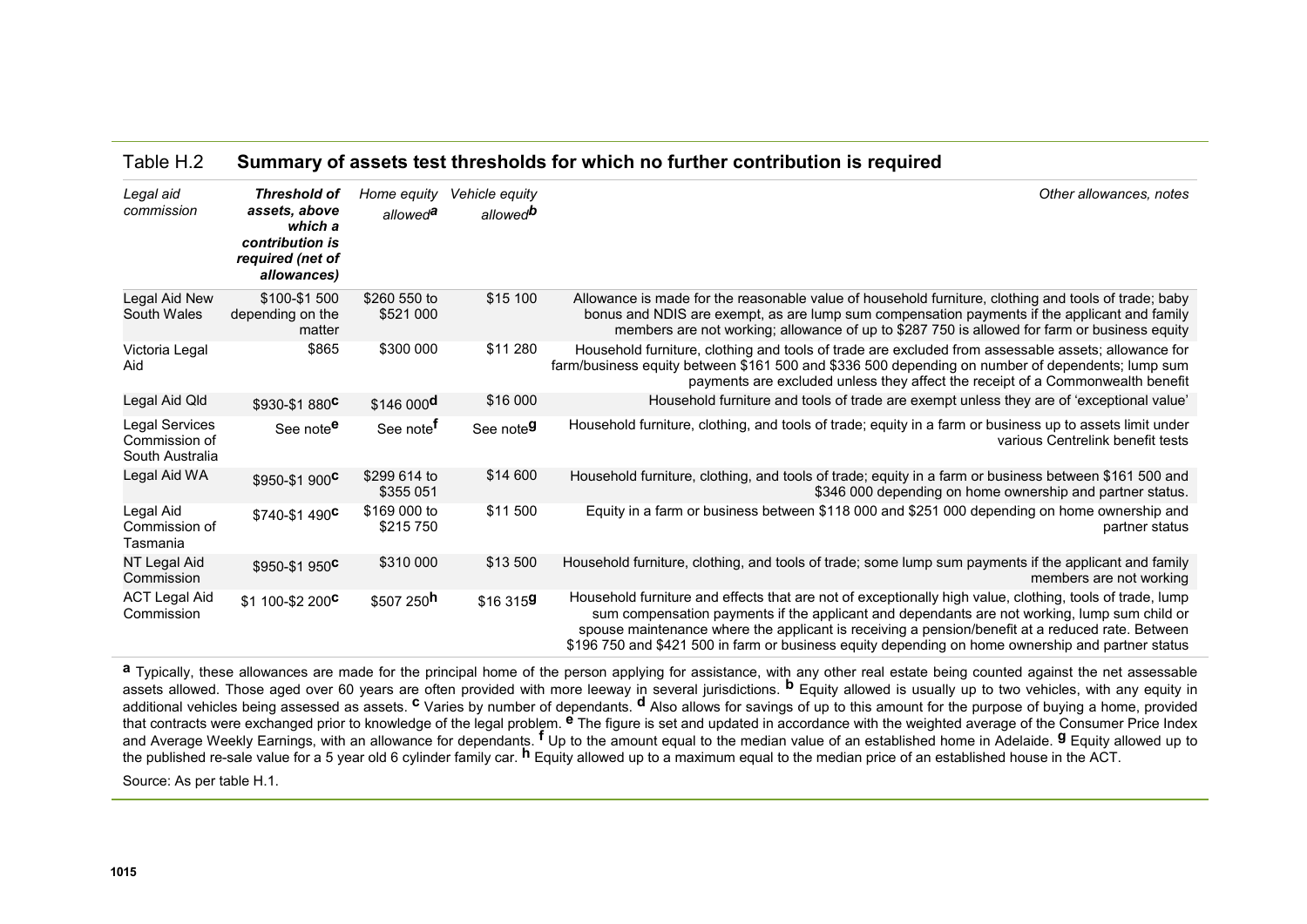Table H.2 **Summary of assets test thresholds for which no further contribution is required**

| *Legal aid commission* | ***Threshold of assets, above which a contribution is required (net of allowances)*** | *Home equity allowed[a]* | *Vehicle equity allowed[b]* | *Other allowances, notes* |
|---|---|---|---|---|
| Legal Aid New South Wales | $100-$1 500 depending on the matter | $260 550 to $521 000 | $15 100 | Allowance is made for the reasonable value of household furniture, clothing and tools of trade; baby bonus and NDIS are exempt, as are lump sum compensation payments if the applicant and family members are not working; allowance of up to $287 750 is allowed for farm or business equity |
| Victoria Legal Aid | $865 | $300 000 | $11 280 | Household furniture, clothing and tools of trade are excluded from assessable assets; allowance for farm/business equity between $161 500 and $336 500 depending on number of dependents; lump sum payments are excluded unless they affect the receipt of a Commonwealth benefit |
| Legal Aid Qld | $930-$1 880[c] | $146 000[d] | $16 000 | Household furniture and tools of trade are exempt unless they are of 'exceptional value' |
| Legal Services Commission of South Australia | See note[e] | See note[f] | See note[g] | Household furniture, clothing, and tools of trade; equity in a farm or business up to assets limit under various Centrelink benefit tests |
| Legal Aid WA | $950-$1 900[c] | $299 614 to $355 051 | $14 600 | Household furniture, clothing, and tools of trade; equity in a farm or business between $161 500 and $346 000 depending on home ownership and partner status. |
| Legal Aid Commission of Tasmania | $740-$1 490[c] | $169 000 to $215 750 | $11 500 | Equity in a farm or business between $118 000 and $251 000 depending on home ownership and partner status |
| NT Legal Aid Commission | $950-$1 950[c] | $310 000 | $13 500 | Household furniture, clothing, and tools of trade; some lump sum payments if the applicant and family members are not working |
| ACT Legal Aid Commission | $1 100-$2 200[c] | $507 250[h] | $16 315[g] | Household furniture and effects that are not of exceptionally high value, clothing, tools of trade, lump sum compensation payments if the applicant and dependants are not working, lump sum child or spouse maintenance where the applicant is receiving a pension/benefit at a reduced rate. Between $196 750 and $421 500 in farm or business equity depending on home ownership and partner status |

[a] Typically, these allowances are made for the principal home of the person applying for assistance, with any other real estate being counted against the net assessable assets allowed. Those aged over 60 years are often provided with more leeway in several jurisdictions. [b] Equity allowed is usually up to two vehicles, with any equity in additional vehicles being assessed as assets. [c] Varies by number of dependants. [d] Also allows for savings of up to this amount for the purpose of buying a home, provided that contracts were exchanged prior to knowledge of the legal problem. [e] The figure is set and updated in accordance with the weighted average of the Consumer Price Index and Average Weekly Earnings, with an allowance for dependants. [f] Up to the amount equal to the median value of an established home in Adelaide. [g] Equity allowed up to the published re-sale value for a 5 year old 6 cylinder family car. [h] Equity allowed up to a maximum equal to the median price of an established house in the ACT.

Source: As per table H.1.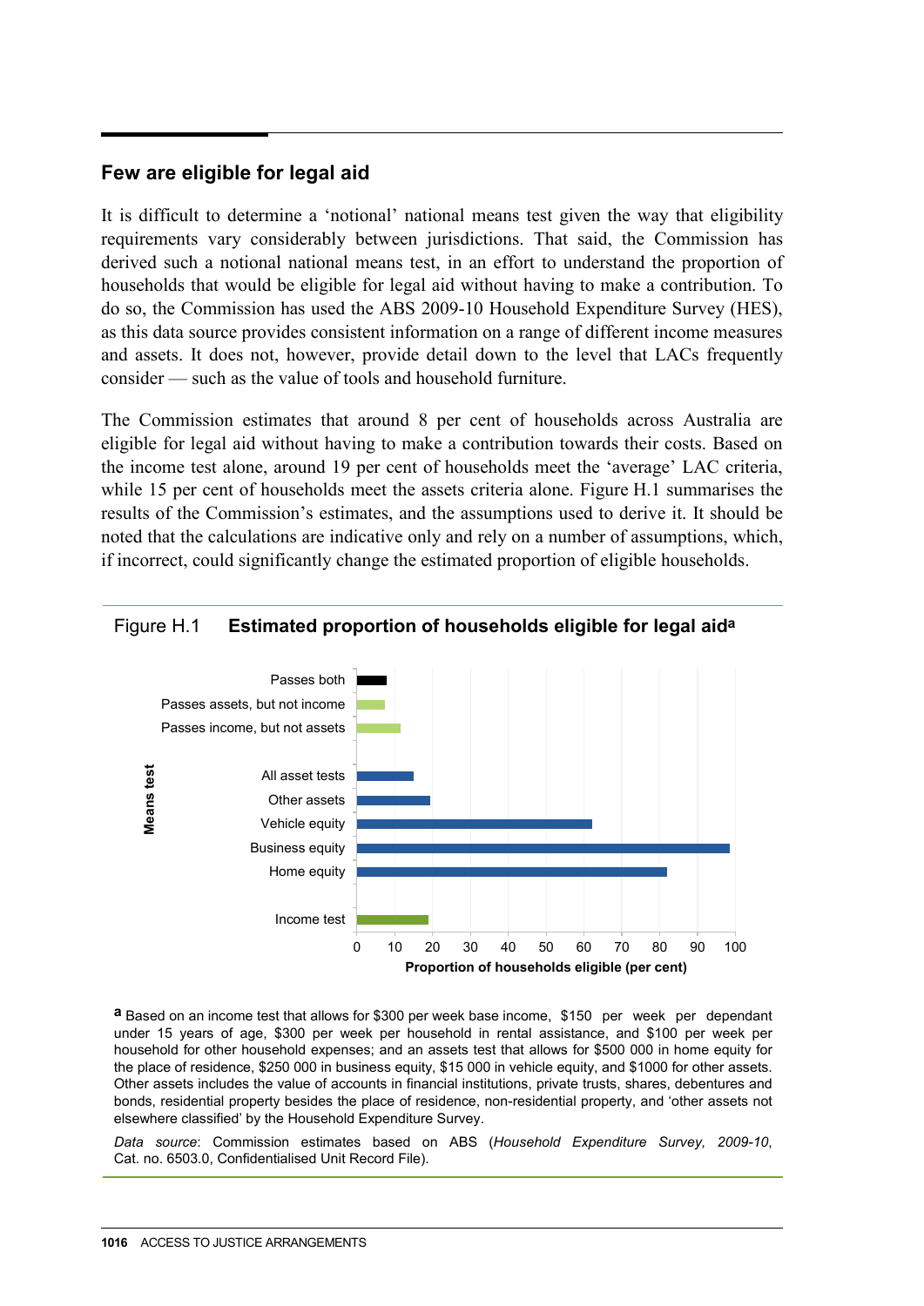## Few are eligible for legal aid

It is difficult to determine a 'notional' national means test given the way that eligibility requirements vary considerably between jurisdictions. That said, the Commission has derived such a notional national means test, in an effort to understand the proportion of households that would be eligible for legal aid without having to make a contribution. To do so, the Commission has used the ABS 2009-10 Household Expenditure Survey (HES), as this data source provides consistent information on a range of different income measures and assets. It does not, however, provide detail down to the level that LACs frequently consider — such as the value of tools and household furniture.

The Commission estimates that around 8 per cent of households across Australia are eligible for legal aid without having to make a contribution towards their costs. Based on the income test alone, around 19 per cent of households meet the 'average' LAC criteria, while 15 per cent of households meet the assets criteria alone. Figure H.1 summarises the results of the Commission's estimates, and the assumptions used to derive it. It should be noted that the calculations are indicative only and rely on a number of assumptions, which, if incorrect, could significantly change the estimated proportion of eligible households.

Figure H.1 **Estimated proportion of households eligible for legal aid**[a]

| Means test | Proportion of households eligible (per cent) (approx.) |
|---|---|
| Passes both | 8 |
| Passes assets, but not income | 7 |
| Passes income, but not assets | 11 |
| All asset tests | 15 |
| Other assets | 19 |
| Vehicle equity | 62 |
| Business equity | 98 |
| Home equity | 82 |
| Income test | 19 |

[a] Based on an income test that allows for $300 per week base income, $150 per week per dependant under 15 years of age, $300 per week per household in rental assistance, and $100 per week per household for other household expenses; and an assets test that allows for $500 000 in home equity for the place of residence, $250 000 in business equity, $15 000 in vehicle equity, and $1000 for other assets. Other assets includes the value of accounts in financial institutions, private trusts, shares, debentures and bonds, residential property besides the place of residence, non-residential property, and 'other assets not elsewhere classified' by the Household Expenditure Survey.

*Data source*: Commission estimates based on ABS (*Household Expenditure Survey, 2009-10*, Cat. no. 6503.0, Confidentialised Unit Record File).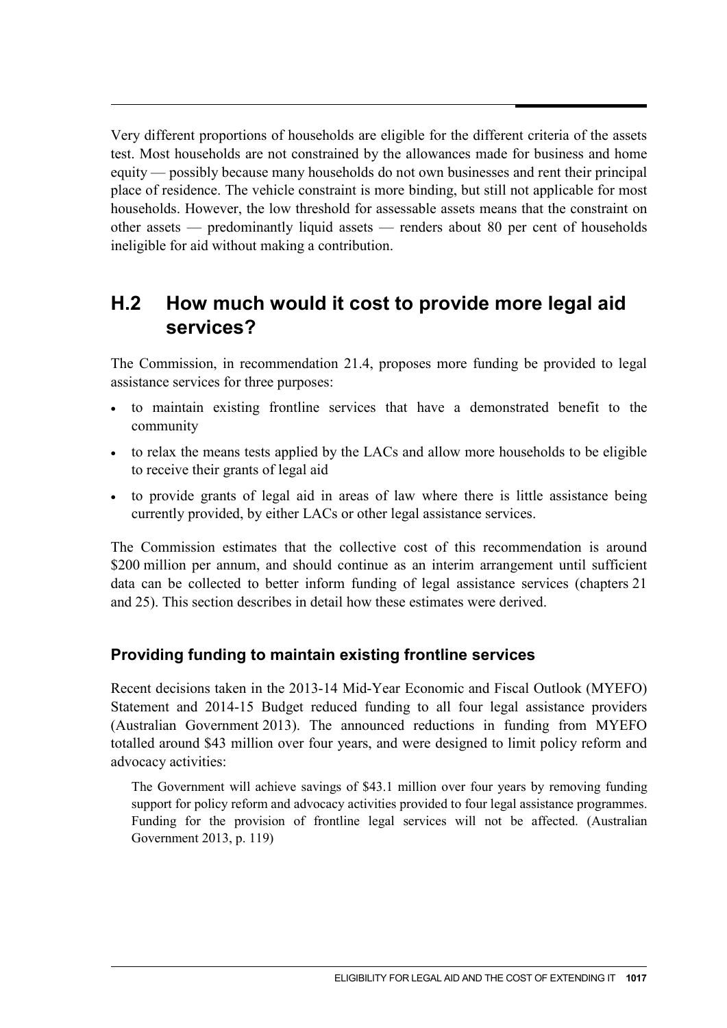Very different proportions of households are eligible for the different criteria of the assets test. Most households are not constrained by the allowances made for business and home equity — possibly because many households do not own businesses and rent their principal place of residence. The vehicle constraint is more binding, but still not applicable for most households. However, the low threshold for assessable assets means that the constraint on other assets — predominantly liquid assets — renders about 80 per cent of households ineligible for aid without making a contribution.

## H.2 How much would it cost to provide more legal aid services?

The Commission, in recommendation 21.4, proposes more funding be provided to legal assistance services for three purposes:

- to maintain existing frontline services that have a demonstrated benefit to the community
- to relax the means tests applied by the LACs and allow more households to be eligible to receive their grants of legal aid
- to provide grants of legal aid in areas of law where there is little assistance being currently provided, by either LACs or other legal assistance services.

The Commission estimates that the collective cost of this recommendation is around $200 million per annum, and should continue as an interim arrangement until sufficient data can be collected to better inform funding of legal assistance services (chapters 21 and 25). This section describes in detail how these estimates were derived.

### Providing funding to maintain existing frontline services

Recent decisions taken in the 2013-14 Mid-Year Economic and Fiscal Outlook (MYEFO) Statement and 2014-15 Budget reduced funding to all four legal assistance providers (Australian Government 2013). The announced reductions in funding from MYEFO totalled around $43 million over four years, and were designed to limit policy reform and advocacy activities:

> The Government will achieve savings of $43.1 million over four years by removing funding support for policy reform and advocacy activities provided to four legal assistance programmes. Funding for the provision of frontline legal services will not be affected. (Australian Government 2013, p. 119)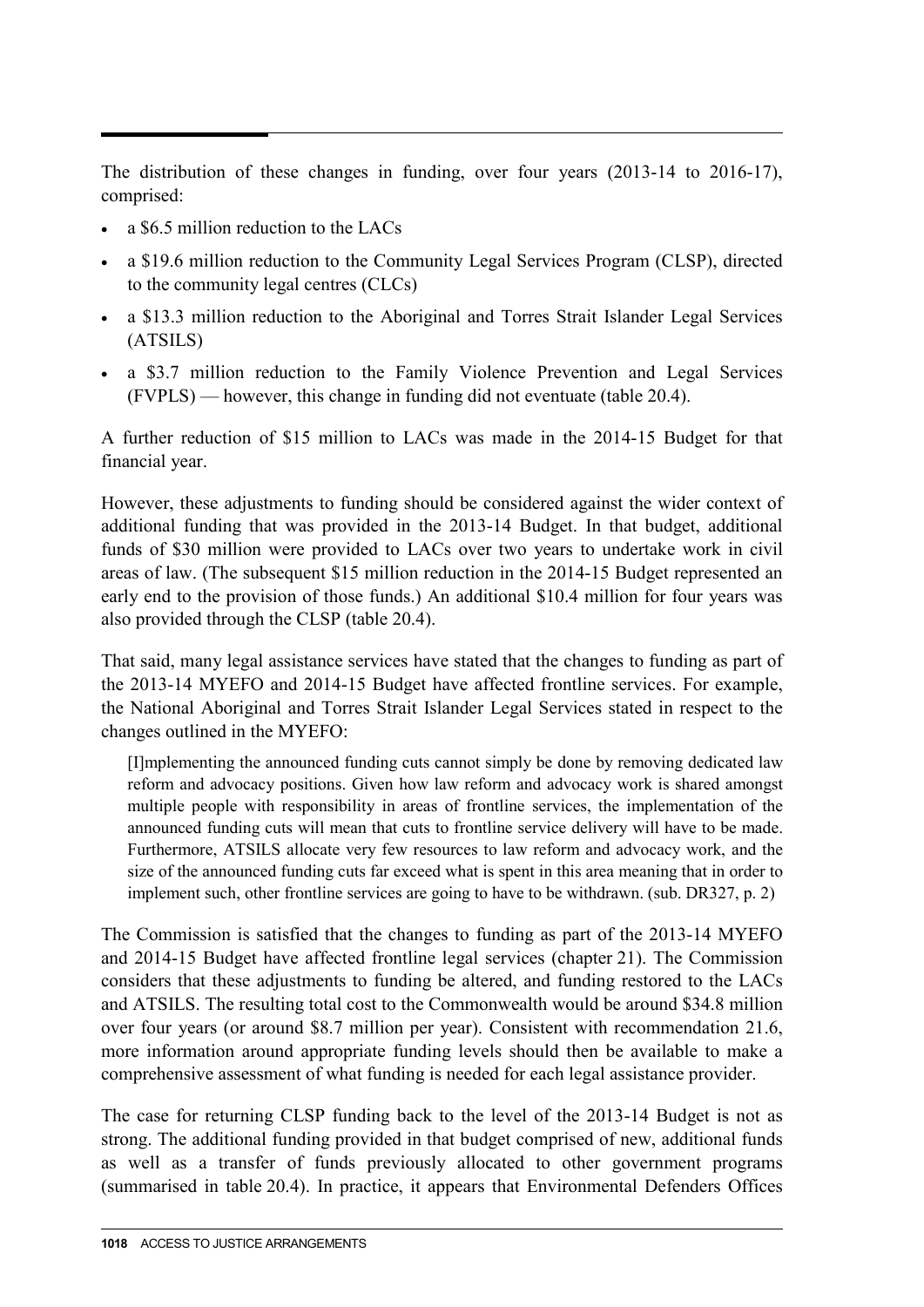The distribution of these changes in funding, over four years (2013-14 to 2016-17), comprised:

- a $6.5 million reduction to the LACs
- a $19.6 million reduction to the Community Legal Services Program (CLSP), directed to the community legal centres (CLCs)
- a $13.3 million reduction to the Aboriginal and Torres Strait Islander Legal Services (ATSILS)
- a $3.7 million reduction to the Family Violence Prevention and Legal Services (FVPLS) — however, this change in funding did not eventuate (table 20.4).

A further reduction of $15 million to LACs was made in the 2014-15 Budget for that financial year.

However, these adjustments to funding should be considered against the wider context of additional funding that was provided in the 2013-14 Budget. In that budget, additional funds of $30 million were provided to LACs over two years to undertake work in civil areas of law. (The subsequent $15 million reduction in the 2014-15 Budget represented an early end to the provision of those funds.) An additional $10.4 million for four years was also provided through the CLSP (table 20.4).

That said, many legal assistance services have stated that the changes to funding as part of the 2013-14 MYEFO and 2014-15 Budget have affected frontline services. For example, the National Aboriginal and Torres Strait Islander Legal Services stated in respect to the changes outlined in the MYEFO:

> [I]mplementing the announced funding cuts cannot simply be done by removing dedicated law reform and advocacy positions. Given how law reform and advocacy work is shared amongst multiple people with responsibility in areas of frontline services, the implementation of the announced funding cuts will mean that cuts to frontline service delivery will have to be made. Furthermore, ATSILS allocate very few resources to law reform and advocacy work, and the size of the announced funding cuts far exceed what is spent in this area meaning that in order to implement such, other frontline services are going to have to be withdrawn. (sub. DR327, p. 2)

The Commission is satisfied that the changes to funding as part of the 2013-14 MYEFO and 2014-15 Budget have affected frontline legal services (chapter 21). The Commission considers that these adjustments to funding be altered, and funding restored to the LACs and ATSILS. The resulting total cost to the Commonwealth would be around $34.8 million over four years (or around $8.7 million per year). Consistent with recommendation 21.6, more information around appropriate funding levels should then be available to make a comprehensive assessment of what funding is needed for each legal assistance provider.

The case for returning CLSP funding back to the level of the 2013-14 Budget is not as strong. The additional funding provided in that budget comprised of new, additional funds as well as a transfer of funds previously allocated to other government programs (summarised in table 20.4). In practice, it appears that Environmental Defenders Offices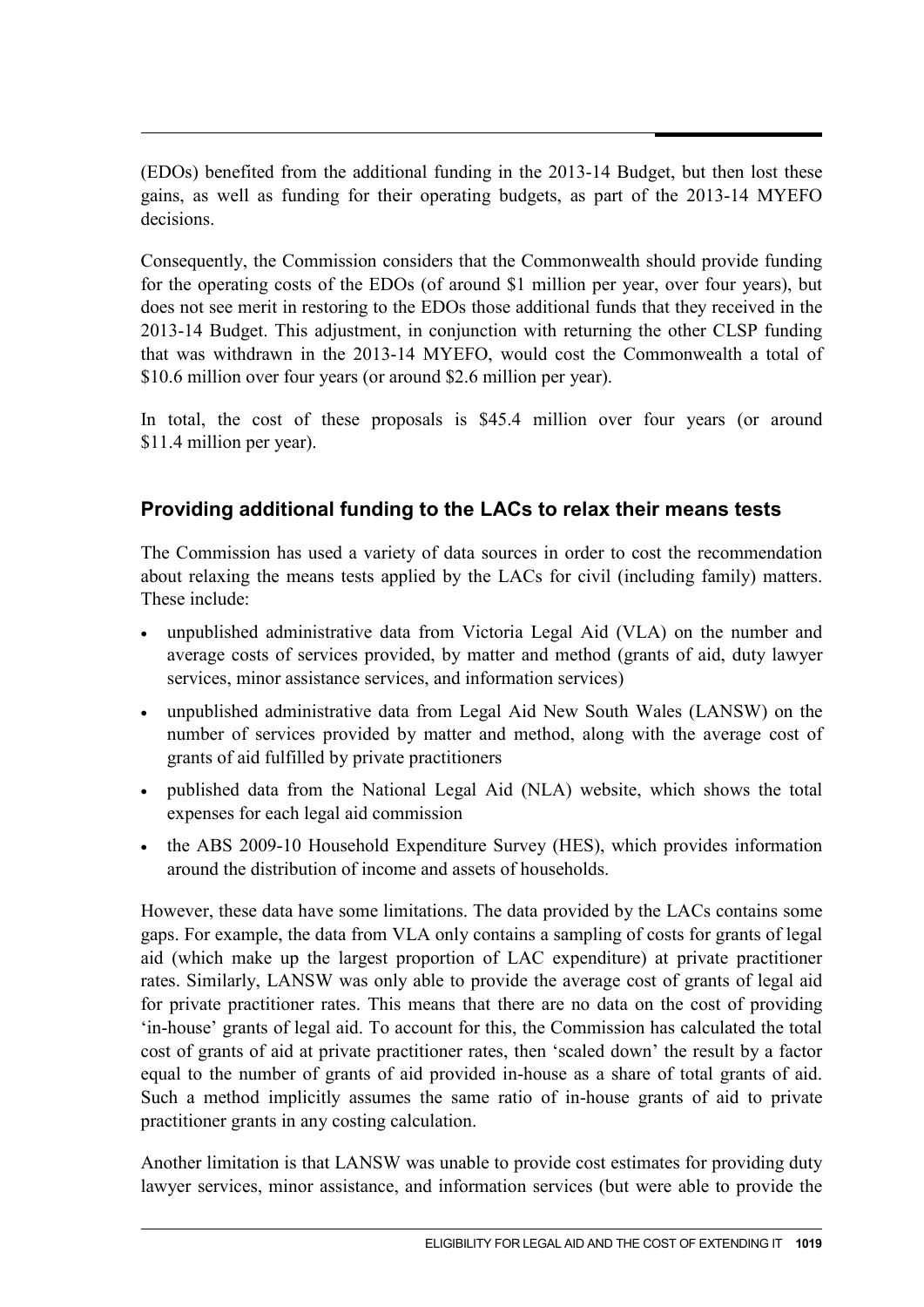(EDOs) benefited from the additional funding in the 2013-14 Budget, but then lost these gains, as well as funding for their operating budgets, as part of the 2013-14 MYEFO decisions.

Consequently, the Commission considers that the Commonwealth should provide funding for the operating costs of the EDOs (of around $1 million per year, over four years), but does not see merit in restoring to the EDOs those additional funds that they received in the 2013-14 Budget. This adjustment, in conjunction with returning the other CLSP funding that was withdrawn in the 2013-14 MYEFO, would cost the Commonwealth a total of $10.6 million over four years (or around $2.6 million per year).

In total, the cost of these proposals is $45.4 million over four years (or around $11.4 million per year).

### Providing additional funding to the LACs to relax their means tests

The Commission has used a variety of data sources in order to cost the recommendation about relaxing the means tests applied by the LACs for civil (including family) matters. These include:

- unpublished administrative data from Victoria Legal Aid (VLA) on the number and average costs of services provided, by matter and method (grants of aid, duty lawyer services, minor assistance services, and information services)
- unpublished administrative data from Legal Aid New South Wales (LANSW) on the number of services provided by matter and method, along with the average cost of grants of aid fulfilled by private practitioners
- published data from the National Legal Aid (NLA) website, which shows the total expenses for each legal aid commission
- the ABS 2009-10 Household Expenditure Survey (HES), which provides information around the distribution of income and assets of households.

However, these data have some limitations. The data provided by the LACs contains some gaps. For example, the data from VLA only contains a sampling of costs for grants of legal aid (which make up the largest proportion of LAC expenditure) at private practitioner rates. Similarly, LANSW was only able to provide the average cost of grants of legal aid for private practitioner rates. This means that there are no data on the cost of providing 'in-house' grants of legal aid. To account for this, the Commission has calculated the total cost of grants of aid at private practitioner rates, then 'scaled down' the result by a factor equal to the number of grants of aid provided in-house as a share of total grants of aid. Such a method implicitly assumes the same ratio of in-house grants of aid to private practitioner grants in any costing calculation.

Another limitation is that LANSW was unable to provide cost estimates for providing duty lawyer services, minor assistance, and information services (but were able to provide the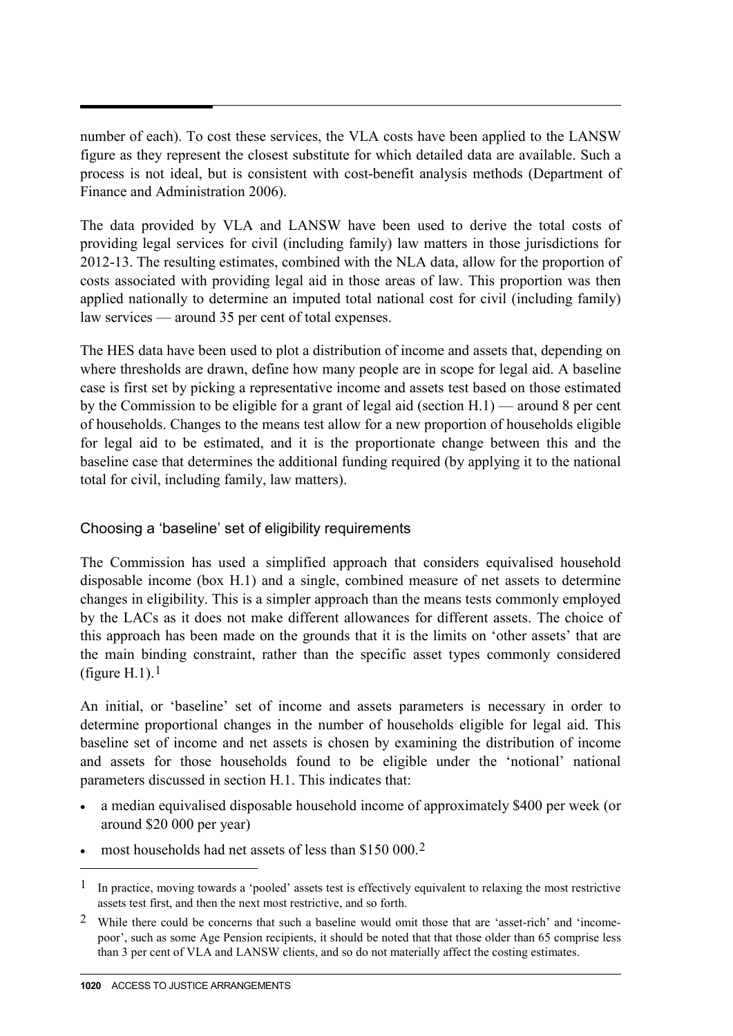number of each). To cost these services, the VLA costs have been applied to the LANSW figure as they represent the closest substitute for which detailed data are available. Such a process is not ideal, but is consistent with cost-benefit analysis methods (Department of Finance and Administration 2006).

The data provided by VLA and LANSW have been used to derive the total costs of providing legal services for civil (including family) law matters in those jurisdictions for 2012-13. The resulting estimates, combined with the NLA data, allow for the proportion of costs associated with providing legal aid in those areas of law. This proportion was then applied nationally to determine an imputed total national cost for civil (including family) law services — around 35 per cent of total expenses.

The HES data have been used to plot a distribution of income and assets that, depending on where thresholds are drawn, define how many people are in scope for legal aid. A baseline case is first set by picking a representative income and assets test based on those estimated by the Commission to be eligible for a grant of legal aid (section H.1) — around 8 per cent of households. Changes to the means test allow for a new proportion of households eligible for legal aid to be estimated, and it is the proportionate change between this and the baseline case that determines the additional funding required (by applying it to the national total for civil, including family, law matters).

### Choosing a 'baseline' set of eligibility requirements

The Commission has used a simplified approach that considers equivalised household disposable income (box H.1) and a single, combined measure of net assets to determine changes in eligibility. This is a simpler approach than the means tests commonly employed by the LACs as it does not make different allowances for different assets. The choice of this approach has been made on the grounds that it is the limits on 'other assets' that are the main binding constraint, rather than the specific asset types commonly considered (figure H.1).[1]

An initial, or 'baseline' set of income and assets parameters is necessary in order to determine proportional changes in the number of households eligible for legal aid. This baseline set of income and net assets is chosen by examining the distribution of income and assets for those households found to be eligible under the 'notional' national parameters discussed in section H.1. This indicates that:

- a median equivalised disposable household income of approximately $400 per week (or around $20 000 per year)
- most households had net assets of less than $150 000.[2]

---

[1] In practice, moving towards a 'pooled' assets test is effectively equivalent to relaxing the most restrictive assets test first, and then the next most restrictive, and so forth.

[2] While there could be concerns that such a baseline would omit those that are 'asset-rich' and 'income-poor', such as some Age Pension recipients, it should be noted that that those older than 65 comprise less than 3 per cent of VLA and LANSW clients, and so do not materially affect the costing estimates.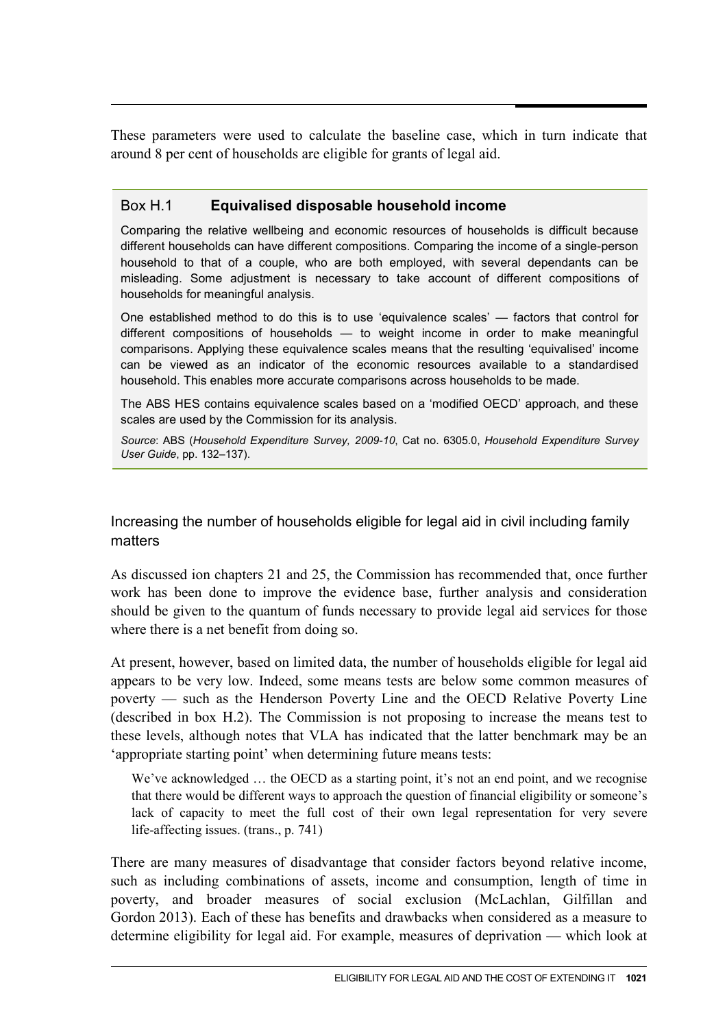These parameters were used to calculate the baseline case, which in turn indicate that around 8 per cent of households are eligible for grants of legal aid.

### Box H.1 **Equivalised disposable household income**

Comparing the relative wellbeing and economic resources of households is difficult because different households can have different compositions. Comparing the income of a single-person household to that of a couple, who are both employed, with several dependants can be misleading. Some adjustment is necessary to take account of different compositions of households for meaningful analysis.

One established method to do this is to use 'equivalence scales' — factors that control for different compositions of households — to weight income in order to make meaningful comparisons. Applying these equivalence scales means that the resulting 'equivalised' income can be viewed as an indicator of the economic resources available to a standardised household. This enables more accurate comparisons across households to be made.

The ABS HES contains equivalence scales based on a 'modified OECD' approach, and these scales are used by the Commission for its analysis.

*Source*: ABS (*Household Expenditure Survey, 2009-10*, Cat no. 6305.0, *Household Expenditure Survey User Guide*, pp. 132–137).

## Increasing the number of households eligible for legal aid in civil including family matters

As discussed ion chapters 21 and 25, the Commission has recommended that, once further work has been done to improve the evidence base, further analysis and consideration should be given to the quantum of funds necessary to provide legal aid services for those where there is a net benefit from doing so.

At present, however, based on limited data, the number of households eligible for legal aid appears to be very low. Indeed, some means tests are below some common measures of poverty — such as the Henderson Poverty Line and the OECD Relative Poverty Line (described in box H.2). The Commission is not proposing to increase the means test to these levels, although notes that VLA has indicated that the latter benchmark may be an 'appropriate starting point' when determining future means tests:

> We've acknowledged … the OECD as a starting point, it's not an end point, and we recognise that there would be different ways to approach the question of financial eligibility or someone's lack of capacity to meet the full cost of their own legal representation for very severe life-affecting issues. (trans., p. 741)

There are many measures of disadvantage that consider factors beyond relative income, such as including combinations of assets, income and consumption, length of time in poverty, and broader measures of social exclusion (McLachlan, Gilfillan and Gordon 2013). Each of these has benefits and drawbacks when considered as a measure to determine eligibility for legal aid. For example, measures of deprivation — which look at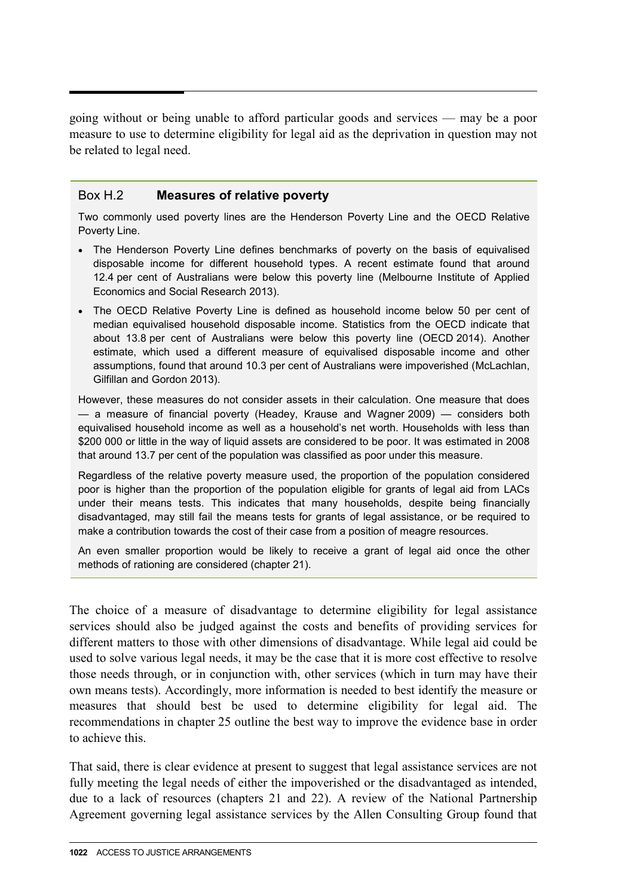going without or being unable to afford particular goods and services — may be a poor measure to use to determine eligibility for legal aid as the deprivation in question may not be related to legal need.

### Box H.2 **Measures of relative poverty**

Two commonly used poverty lines are the Henderson Poverty Line and the OECD Relative Poverty Line.

- The Henderson Poverty Line defines benchmarks of poverty on the basis of equivalised disposable income for different household types. A recent estimate found that around 12.4 per cent of Australians were below this poverty line (Melbourne Institute of Applied Economics and Social Research 2013).
- The OECD Relative Poverty Line is defined as household income below 50 per cent of median equivalised household disposable income. Statistics from the OECD indicate that about 13.8 per cent of Australians were below this poverty line (OECD 2014). Another estimate, which used a different measure of equivalised disposable income and other assumptions, found that around 10.3 per cent of Australians were impoverished (McLachlan, Gilfillan and Gordon 2013).

However, these measures do not consider assets in their calculation. One measure that does — a measure of financial poverty (Headey, Krause and Wagner 2009) — considers both equivalised household income as well as a household's net worth. Households with less than $200 000 or little in the way of liquid assets are considered to be poor. It was estimated in 2008 that around 13.7 per cent of the population was classified as poor under this measure.

Regardless of the relative poverty measure used, the proportion of the population considered poor is higher than the proportion of the population eligible for grants of legal aid from LACs under their means tests. This indicates that many households, despite being financially disadvantaged, may still fail the means tests for grants of legal assistance, or be required to make a contribution towards the cost of their case from a position of meagre resources.

An even smaller proportion would be likely to receive a grant of legal aid once the other methods of rationing are considered (chapter 21).

The choice of a measure of disadvantage to determine eligibility for legal assistance services should also be judged against the costs and benefits of providing services for different matters to those with other dimensions of disadvantage. While legal aid could be used to solve various legal needs, it may be the case that it is more cost effective to resolve those needs through, or in conjunction with, other services (which in turn may have their own means tests). Accordingly, more information is needed to best identify the measure or measures that should best be used to determine eligibility for legal aid. The recommendations in chapter 25 outline the best way to improve the evidence base in order to achieve this.

That said, there is clear evidence at present to suggest that legal assistance services are not fully meeting the legal needs of either the impoverished or the disadvantaged as intended, due to a lack of resources (chapters 21 and 22). A review of the National Partnership Agreement governing legal assistance services by the Allen Consulting Group found that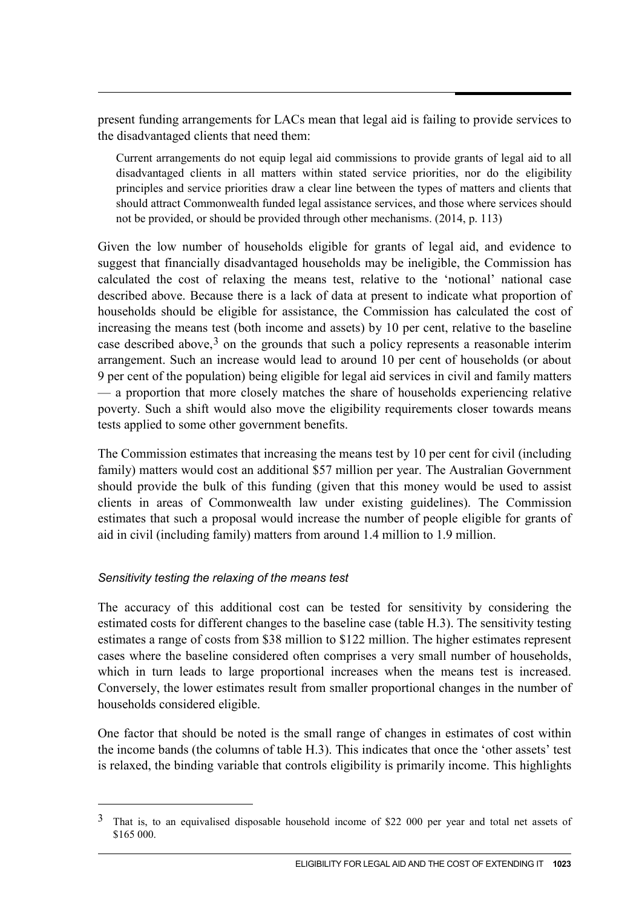present funding arrangements for LACs mean that legal aid is failing to provide services to the disadvantaged clients that need them:

> Current arrangements do not equip legal aid commissions to provide grants of legal aid to all disadvantaged clients in all matters within stated service priorities, nor do the eligibility principles and service priorities draw a clear line between the types of matters and clients that should attract Commonwealth funded legal assistance services, and those where services should not be provided, or should be provided through other mechanisms. (2014, p. 113)

Given the low number of households eligible for grants of legal aid, and evidence to suggest that financially disadvantaged households may be ineligible, the Commission has calculated the cost of relaxing the means test, relative to the 'notional' national case described above. Because there is a lack of data at present to indicate what proportion of households should be eligible for assistance, the Commission has calculated the cost of increasing the means test (both income and assets) by 10 per cent, relative to the baseline case described above,[3] on the grounds that such a policy represents a reasonable interim arrangement. Such an increase would lead to around 10 per cent of households (or about 9 per cent of the population) being eligible for legal aid services in civil and family matters — a proportion that more closely matches the share of households experiencing relative poverty. Such a shift would also move the eligibility requirements closer towards means tests applied to some other government benefits.

The Commission estimates that increasing the means test by 10 per cent for civil (including family) matters would cost an additional \$57 million per year. The Australian Government should provide the bulk of this funding (given that this money would be used to assist clients in areas of Commonwealth law under existing guidelines). The Commission estimates that such a proposal would increase the number of people eligible for grants of aid in civil (including family) matters from around 1.4 million to 1.9 million.

### *Sensitivity testing the relaxing of the means test*

The accuracy of this additional cost can be tested for sensitivity by considering the estimated costs for different changes to the baseline case (table H.3). The sensitivity testing estimates a range of costs from \$38 million to \$122 million. The higher estimates represent cases where the baseline considered often comprises a very small number of households, which in turn leads to large proportional increases when the means test is increased. Conversely, the lower estimates result from smaller proportional changes in the number of households considered eligible.

One factor that should be noted is the small range of changes in estimates of cost within the income bands (the columns of table H.3). This indicates that once the 'other assets' test is relaxed, the binding variable that controls eligibility is primarily income. This highlights

---

[3] That is, to an equivalised disposable household income of \$22 000 per year and total net assets of \$165 000.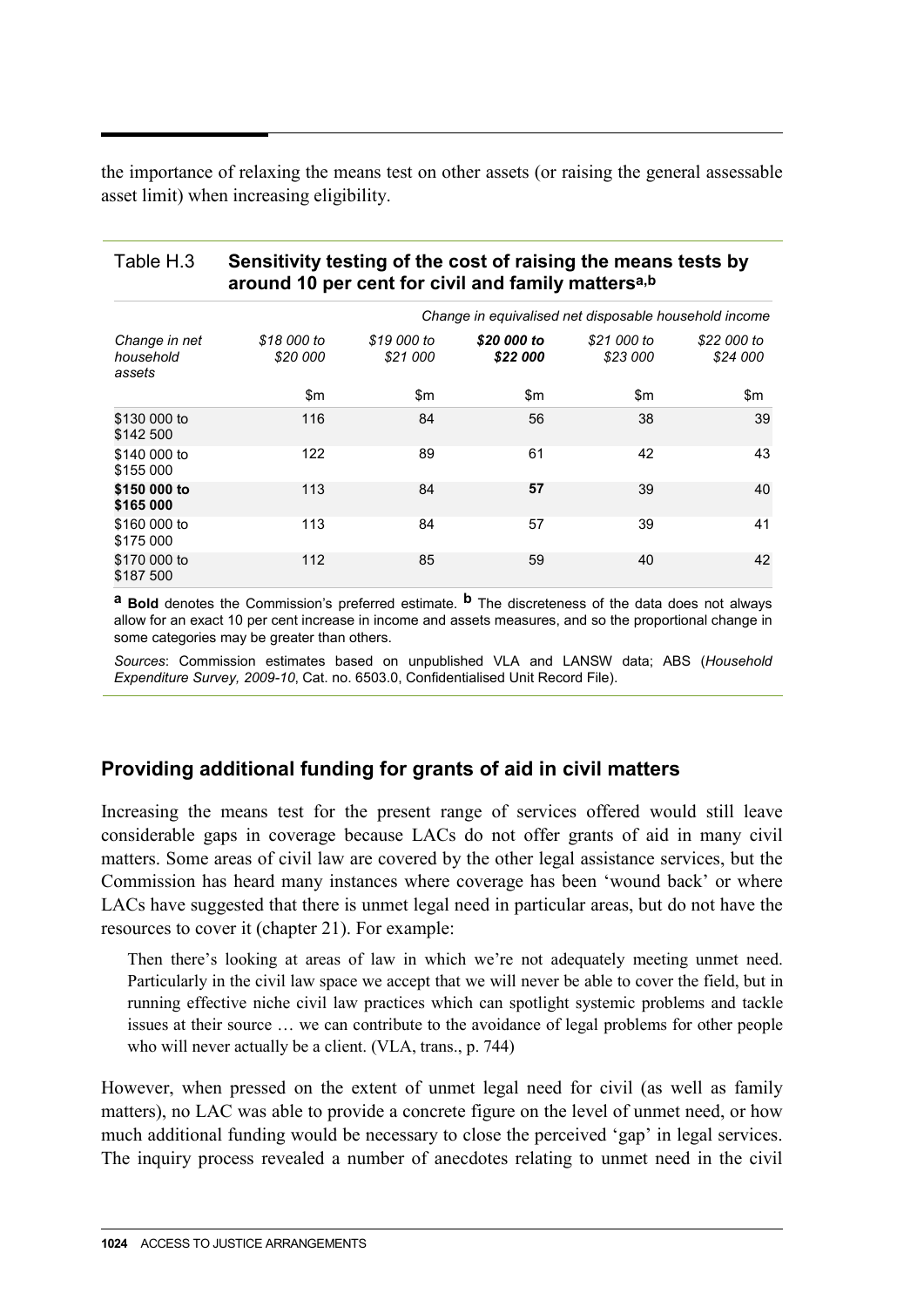the importance of relaxing the means test on other assets (or raising the general assessable asset limit) when increasing eligibility.

Table H.3 **Sensitivity testing of the cost of raising the means tests by around 10 per cent for civil and family matters[a,b]**

| | *Change in equivalised net disposable household income* | | | | |
|---|---|---|---|---|---|
| *Change in net household assets* | *$18 000 to $20 000* | *$19 000 to $21 000* | ***$20 000 to $22 000*** | *$21 000 to $23 000* | *$22 000 to $24 000* |
| | $m | $m | $m | $m | $m |
| $130 000 to $142 500 | 116 | 84 | 56 | 38 | 39 |
| $140 000 to $155 000 | 122 | 89 | 61 | 42 | 43 |
| **$150 000 to $165 000** | 113 | 84 | **57** | 39 | 40 |
| $160 000 to $175 000 | 113 | 84 | 57 | 39 | 41 |
| $170 000 to $187 500 | 112 | 85 | 59 | 40 | 42 |

[a] **Bold** denotes the Commission's preferred estimate. [b] The discreteness of the data does not always allow for an exact 10 per cent increase in income and assets measures, and so the proportional change in some categories may be greater than others.

*Sources*: Commission estimates based on unpublished VLA and LANSW data; ABS (*Household Expenditure Survey, 2009-10*, Cat. no. 6503.0, Confidentialised Unit Record File).

## Providing additional funding for grants of aid in civil matters

Increasing the means test for the present range of services offered would still leave considerable gaps in coverage because LACs do not offer grants of aid in many civil matters. Some areas of civil law are covered by the other legal assistance services, but the Commission has heard many instances where coverage has been 'wound back' or where LACs have suggested that there is unmet legal need in particular areas, but do not have the resources to cover it (chapter 21). For example:

> Then there's looking at areas of law in which we're not adequately meeting unmet need. Particularly in the civil law space we accept that we will never be able to cover the field, but in running effective niche civil law practices which can spotlight systemic problems and tackle issues at their source … we can contribute to the avoidance of legal problems for other people who will never actually be a client. (VLA, trans., p. 744)

However, when pressed on the extent of unmet legal need for civil (as well as family matters), no LAC was able to provide a concrete figure on the level of unmet need, or how much additional funding would be necessary to close the perceived 'gap' in legal services. The inquiry process revealed a number of anecdotes relating to unmet need in the civil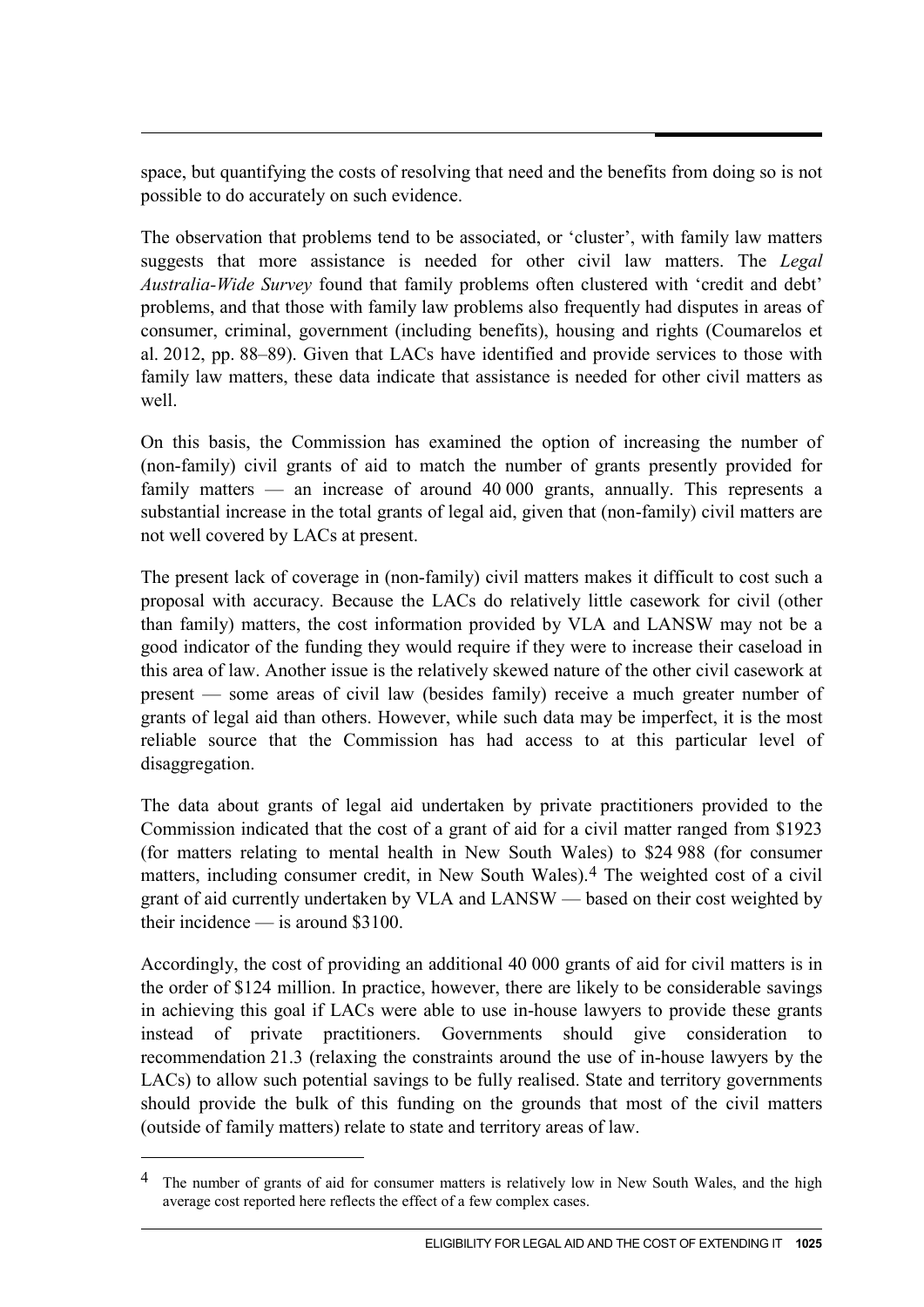space, but quantifying the costs of resolving that need and the benefits from doing so is not possible to do accurately on such evidence.

The observation that problems tend to be associated, or 'cluster', with family law matters suggests that more assistance is needed for other civil law matters. The *Legal Australia-Wide Survey* found that family problems often clustered with 'credit and debt' problems, and that those with family law problems also frequently had disputes in areas of consumer, criminal, government (including benefits), housing and rights (Coumarelos et al. 2012, pp. 88–89). Given that LACs have identified and provide services to those with family law matters, these data indicate that assistance is needed for other civil matters as well.

On this basis, the Commission has examined the option of increasing the number of (non-family) civil grants of aid to match the number of grants presently provided for family matters — an increase of around 40 000 grants, annually. This represents a substantial increase in the total grants of legal aid, given that (non-family) civil matters are not well covered by LACs at present.

The present lack of coverage in (non-family) civil matters makes it difficult to cost such a proposal with accuracy. Because the LACs do relatively little casework for civil (other than family) matters, the cost information provided by VLA and LANSW may not be a good indicator of the funding they would require if they were to increase their caseload in this area of law. Another issue is the relatively skewed nature of the other civil casework at present — some areas of civil law (besides family) receive a much greater number of grants of legal aid than others. However, while such data may be imperfect, it is the most reliable source that the Commission has had access to at this particular level of disaggregation.

The data about grants of legal aid undertaken by private practitioners provided to the Commission indicated that the cost of a grant of aid for a civil matter ranged from $1923 (for matters relating to mental health in New South Wales) to $24 988 (for consumer matters, including consumer credit, in New South Wales).[4] The weighted cost of a civil grant of aid currently undertaken by VLA and LANSW — based on their cost weighted by their incidence — is around $3100.

Accordingly, the cost of providing an additional 40 000 grants of aid for civil matters is in the order of $124 million. In practice, however, there are likely to be considerable savings in achieving this goal if LACs were able to use in-house lawyers to provide these grants instead of private practitioners. Governments should give consideration to recommendation 21.3 (relaxing the constraints around the use of in-house lawyers by the LACs) to allow such potential savings to be fully realised. State and territory governments should provide the bulk of this funding on the grounds that most of the civil matters (outside of family matters) relate to state and territory areas of law.

---

[4] The number of grants of aid for consumer matters is relatively low in New South Wales, and the high average cost reported here reflects the effect of a few complex cases.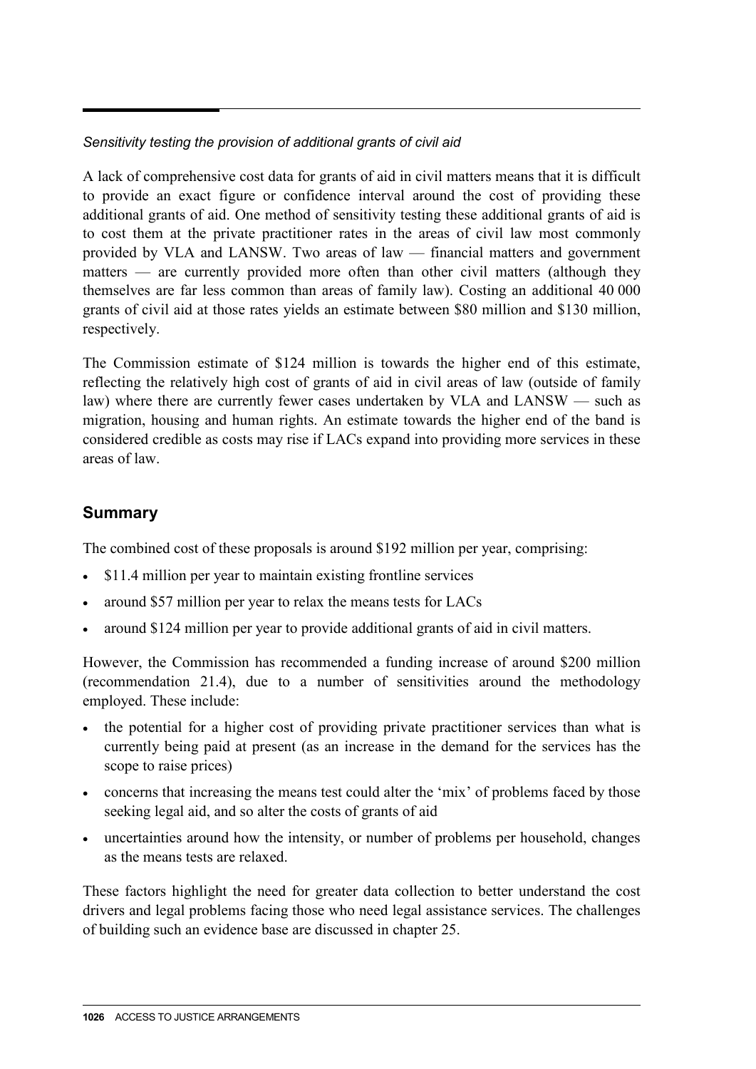*Sensitivity testing the provision of additional grants of civil aid*

A lack of comprehensive cost data for grants of aid in civil matters means that it is difficult to provide an exact figure or confidence interval around the cost of providing these additional grants of aid. One method of sensitivity testing these additional grants of aid is to cost them at the private practitioner rates in the areas of civil law most commonly provided by VLA and LANSW. Two areas of law — financial matters and government matters — are currently provided more often than other civil matters (although they themselves are far less common than areas of family law). Costing an additional 40 000 grants of civil aid at those rates yields an estimate between \$80 million and \$130 million, respectively.

The Commission estimate of \$124 million is towards the higher end of this estimate, reflecting the relatively high cost of grants of aid in civil areas of law (outside of family law) where there are currently fewer cases undertaken by VLA and LANSW — such as migration, housing and human rights. An estimate towards the higher end of the band is considered credible as costs may rise if LACs expand into providing more services in these areas of law.

## Summary

The combined cost of these proposals is around \$192 million per year, comprising:

- \$11.4 million per year to maintain existing frontline services
- around \$57 million per year to relax the means tests for LACs
- around \$124 million per year to provide additional grants of aid in civil matters.

However, the Commission has recommended a funding increase of around \$200 million (recommendation 21.4), due to a number of sensitivities around the methodology employed. These include:

- the potential for a higher cost of providing private practitioner services than what is currently being paid at present (as an increase in the demand for the services has the scope to raise prices)
- concerns that increasing the means test could alter the 'mix' of problems faced by those seeking legal aid, and so alter the costs of grants of aid
- uncertainties around how the intensity, or number of problems per household, changes as the means tests are relaxed.

These factors highlight the need for greater data collection to better understand the cost drivers and legal problems facing those who need legal assistance services. The challenges of building such an evidence base are discussed in chapter 25.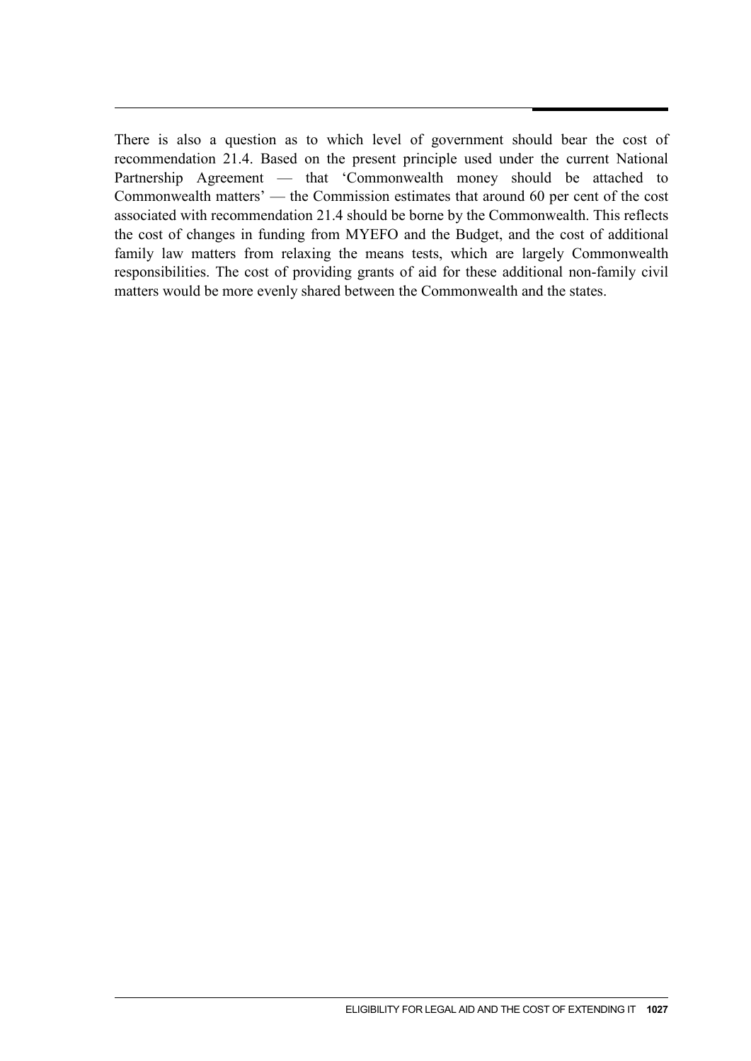There is also a question as to which level of government should bear the cost of recommendation 21.4. Based on the present principle used under the current National Partnership Agreement — that 'Commonwealth money should be attached to Commonwealth matters' — the Commission estimates that around 60 per cent of the cost associated with recommendation 21.4 should be borne by the Commonwealth. This reflects the cost of changes in funding from MYEFO and the Budget, and the cost of additional family law matters from relaxing the means tests, which are largely Commonwealth responsibilities. The cost of providing grants of aid for these additional non-family civil matters would be more evenly shared between the Commonwealth and the states.